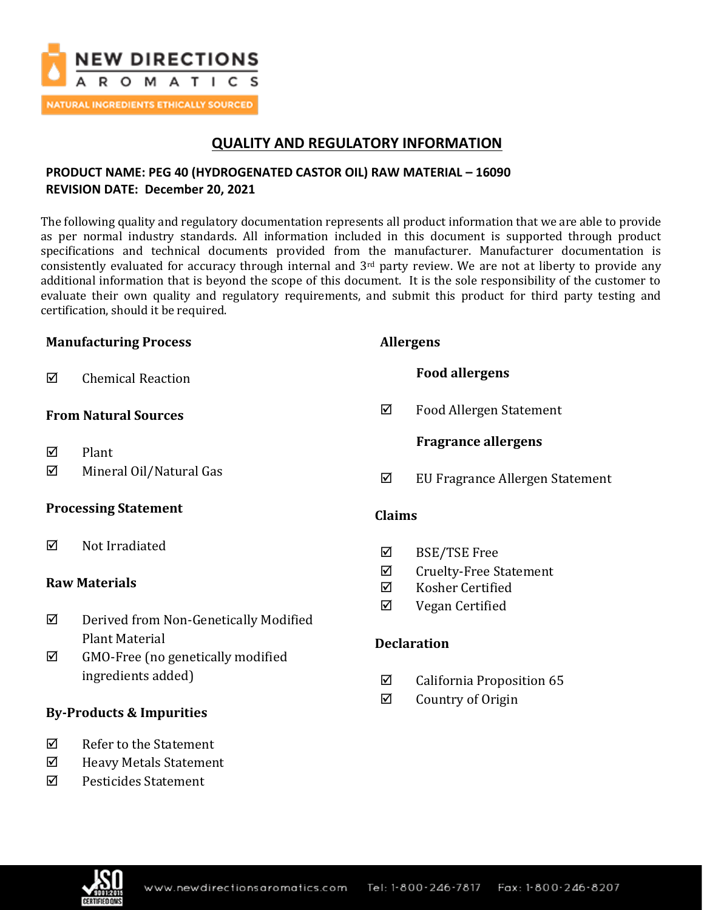NEW DIRECTIONS AROMATICS

NATURAL INGREDIENTS ETHICALLY SOURCED

# QUALITY AND REGULATORY INFORMATION

**PRODUCT NAME: PEG 40 (HYDROGENATED CASTOR OIL) RAW MATERIAL – 16090**
**REVISION DATE: December 20, 2021**

The following quality and regulatory documentation represents all product information that we are able to provide as per normal industry standards. All information included in this document is supported through product specifications and technical documents provided from the manufacturer. Manufacturer documentation is consistently evaluated for accuracy through internal and 3rd party review. We are not at liberty to provide any additional information that is beyond the scope of this document. It is the sole responsibility of the customer to evaluate their own quality and regulatory requirements, and submit this product for third party testing and certification, should it be required.

### Manufacturing Process

☑ Chemical Reaction

### From Natural Sources

☑ Plant
☑ Mineral Oil/Natural Gas

### Processing Statement

☑ Not Irradiated

### Raw Materials

☑ Derived from Non-Genetically Modified Plant Material
☑ GMO-Free (no genetically modified ingredients added)

### By-Products & Impurities

☑ Refer to the Statement
☑ Heavy Metals Statement
☑ Pesticides Statement

### Allergens

#### Food allergens

☑ Food Allergen Statement

#### Fragrance allergens

☑ EU Fragrance Allergen Statement

### Claims

☑ BSE/TSE Free
☑ Cruelty-Free Statement
☑ Kosher Certified
☑ Vegan Certified

### Declaration

☑ California Proposition 65
☑ Country of Origin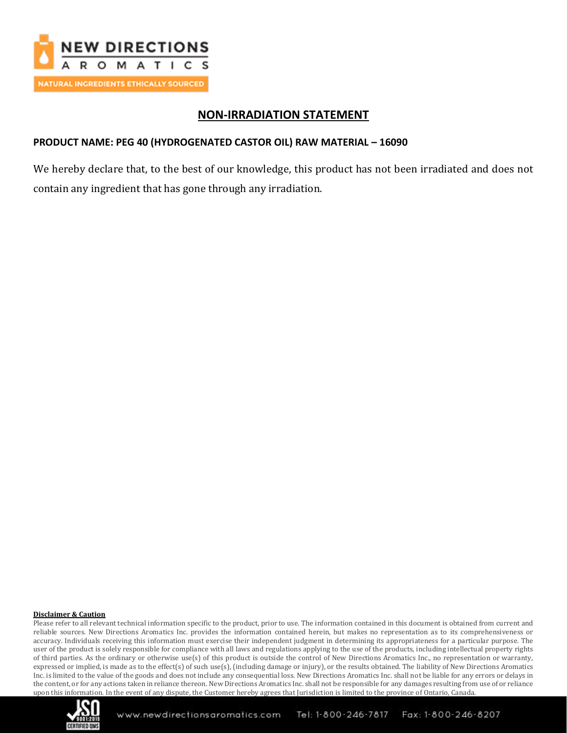# NON-IRRADIATION STATEMENT

**PRODUCT NAME: PEG 40 (HYDROGENATED CASTOR OIL) RAW MATERIAL – 16090**

We hereby declare that, to the best of our knowledge, this product has not been irradiated and does not contain any ingredient that has gone through any irradiation.

**Disclaimer & Caution**

Please refer to all relevant technical information specific to the product, prior to use. The information contained in this document is obtained from current and reliable sources. New Directions Aromatics Inc. provides the information contained herein, but makes no representation as to its comprehensiveness or accuracy. Individuals receiving this information must exercise their independent judgment in determining its appropriateness for a particular purpose. The user of the product is solely responsible for compliance with all laws and regulations applying to the use of the products, including intellectual property rights of third parties. As the ordinary or otherwise use(s) of this product is outside the control of New Directions Aromatics Inc., no representation or warranty, expressed or implied, is made as to the effect(s) of such use(s), (including damage or injury), or the results obtained. The liability of New Directions Aromatics Inc. is limited to the value of the goods and does not include any consequential loss. New Directions Aromatics Inc. shall not be liable for any errors or delays in the content, or for any actions taken in reliance thereon. New Directions Aromatics Inc. shall not be responsible for any damages resulting from use of or reliance upon this information. In the event of any dispute, the Customer hereby agrees that Jurisdiction is limited to the province of Ontario, Canada.

www.newdirectionsaromatics.com Tel: 1-800-246-7817 Fax: 1-800-246-8207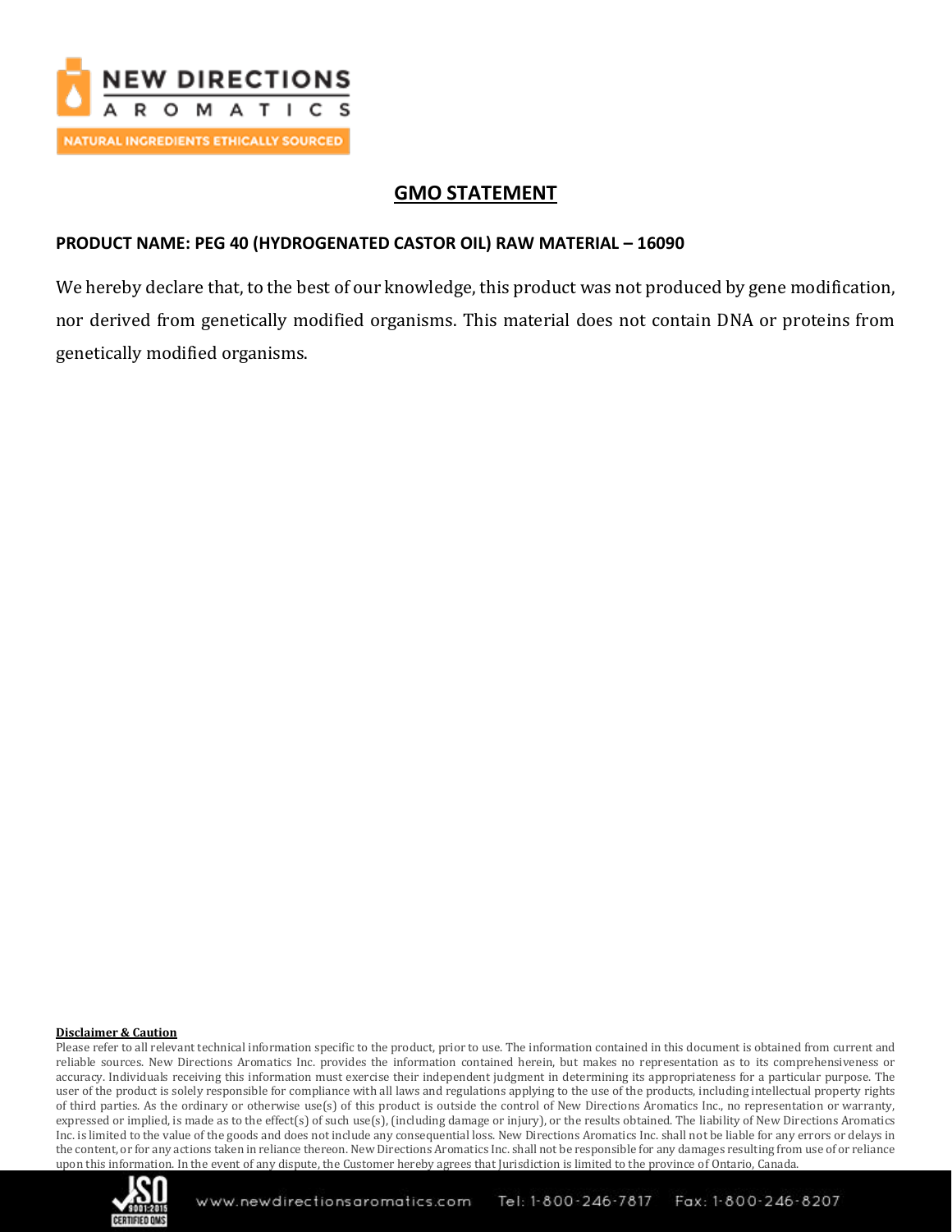# GMO STATEMENT

**PRODUCT NAME: PEG 40 (HYDROGENATED CASTOR OIL) RAW MATERIAL – 16090**

We hereby declare that, to the best of our knowledge, this product was not produced by gene modification, nor derived from genetically modified organisms. This material does not contain DNA or proteins from genetically modified organisms.

**Disclaimer & Caution**

Please refer to all relevant technical information specific to the product, prior to use. The information contained in this document is obtained from current and reliable sources. New Directions Aromatics Inc. provides the information contained herein, but makes no representation as to its comprehensiveness or accuracy. Individuals receiving this information must exercise their independent judgment in determining its appropriateness for a particular purpose. The user of the product is solely responsible for compliance with all laws and regulations applying to the use of the products, including intellectual property rights of third parties. As the ordinary or otherwise use(s) of this product is outside the control of New Directions Aromatics Inc., no representation or warranty, expressed or implied, is made as to the effect(s) of such use(s), (including damage or injury), or the results obtained. The liability of New Directions Aromatics Inc. is limited to the value of the goods and does not include any consequential loss. New Directions Aromatics Inc. shall not be liable for any errors or delays in the content, or for any actions taken in reliance thereon. New Directions Aromatics Inc. shall not be responsible for any damages resulting from use of or reliance upon this information. In the event of any dispute, the Customer hereby agrees that Jurisdiction is limited to the province of Ontario, Canada.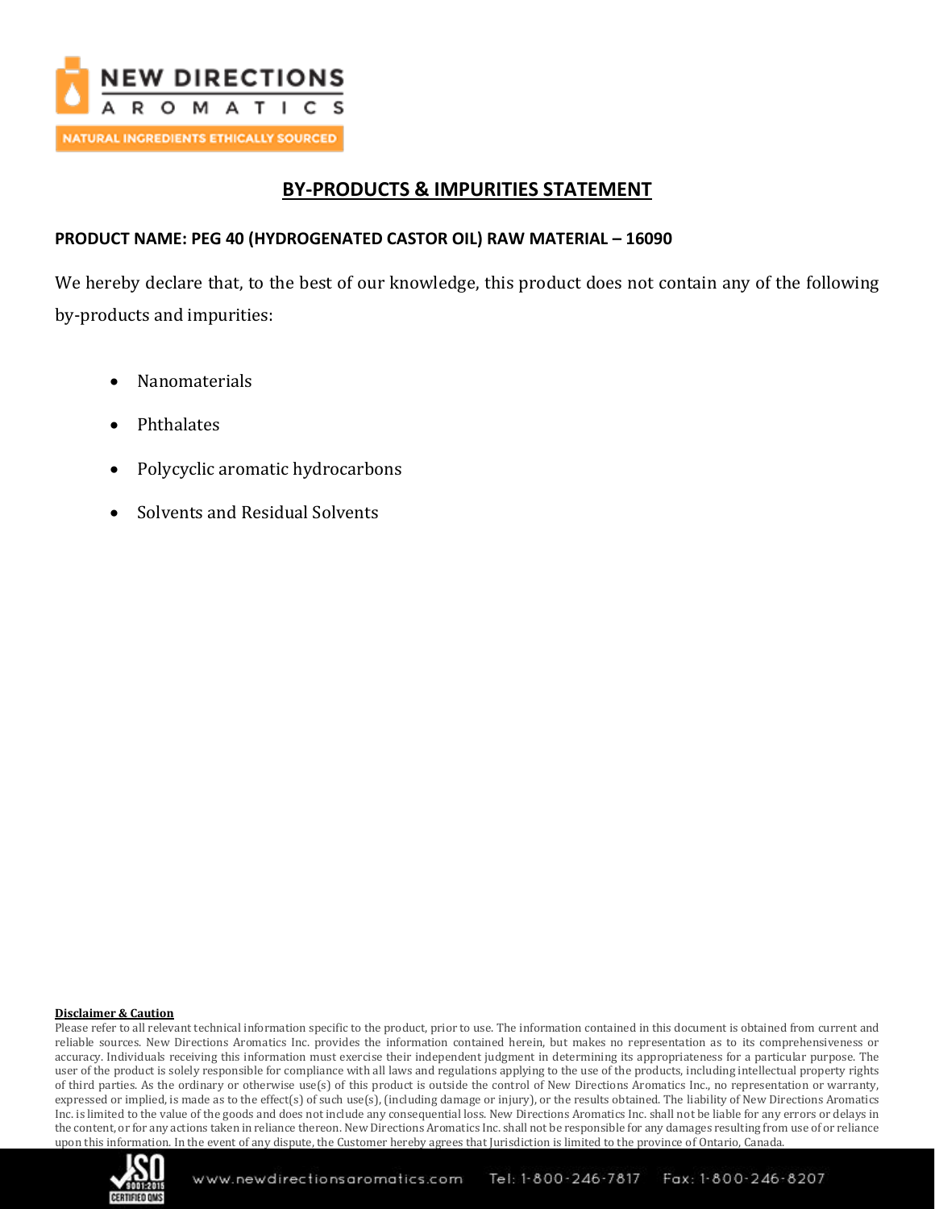# BY-PRODUCTS & IMPURITIES STATEMENT

**PRODUCT NAME: PEG 40 (HYDROGENATED CASTOR OIL) RAW MATERIAL – 16090**

We hereby declare that, to the best of our knowledge, this product does not contain any of the following by-products and impurities:

- Nanomaterials
- Phthalates
- Polycyclic aromatic hydrocarbons
- Solvents and Residual Solvents

**Disclaimer & Caution**

Please refer to all relevant technical information specific to the product, prior to use. The information contained in this document is obtained from current and reliable sources. New Directions Aromatics Inc. provides the information contained herein, but makes no representation as to its comprehensiveness or accuracy. Individuals receiving this information must exercise their independent judgment in determining its appropriateness for a particular purpose. The user of the product is solely responsible for compliance with all laws and regulations applying to the use of the products, including intellectual property rights of third parties. As the ordinary or otherwise use(s) of this product is outside the control of New Directions Aromatics Inc., no representation or warranty, expressed or implied, is made as to the effect(s) of such use(s), (including damage or injury), or the results obtained. The liability of New Directions Aromatics Inc. is limited to the value of the goods and does not include any consequential loss. New Directions Aromatics Inc. shall not be liable for any errors or delays in the content, or for any actions taken in reliance thereon. New Directions Aromatics Inc. shall not be responsible for any damages resulting from use of or reliance upon this information. In the event of any dispute, the Customer hereby agrees that Jurisdiction is limited to the province of Ontario, Canada.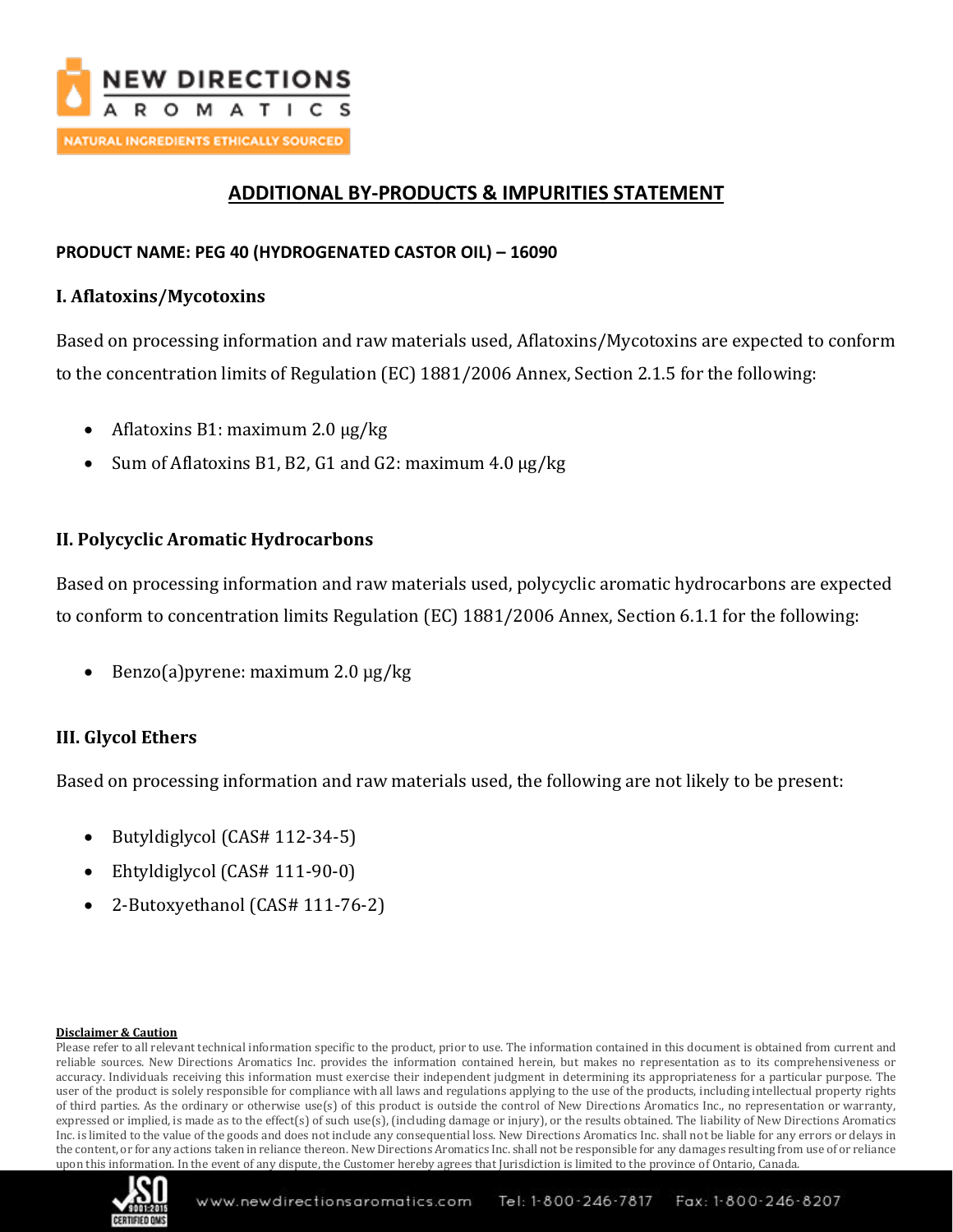## ADDITIONAL BY-PRODUCTS & IMPURITIES STATEMENT

**PRODUCT NAME: PEG 40 (HYDROGENATED CASTOR OIL) – 16090**

### I. Aflatoxins/Mycotoxins

Based on processing information and raw materials used, Aflatoxins/Mycotoxins are expected to conform to the concentration limits of Regulation (EC) 1881/2006 Annex, Section 2.1.5 for the following:

- Aflatoxins B1: maximum 2.0 μg/kg
- Sum of Aflatoxins B1, B2, G1 and G2: maximum 4.0 μg/kg

### II. Polycyclic Aromatic Hydrocarbons

Based on processing information and raw materials used, polycyclic aromatic hydrocarbons are expected to conform to concentration limits Regulation (EC) 1881/2006 Annex, Section 6.1.1 for the following:

- Benzo(a)pyrene: maximum 2.0 μg/kg

### III. Glycol Ethers

Based on processing information and raw materials used, the following are not likely to be present:

- Butyldiglycol (CAS# 112-34-5)
- Ehtyldiglycol (CAS# 111-90-0)
- 2-Butoxyethanol (CAS# 111-76-2)

**Disclaimer & Caution**

Please refer to all relevant technical information specific to the product, prior to use. The information contained in this document is obtained from current and reliable sources. New Directions Aromatics Inc. provides the information contained herein, but makes no representation as to its comprehensiveness or accuracy. Individuals receiving this information must exercise their independent judgment in determining its appropriateness for a particular purpose. The user of the product is solely responsible for compliance with all laws and regulations applying to the use of the products, including intellectual property rights of third parties. As the ordinary or otherwise use(s) of this product is outside the control of New Directions Aromatics Inc., no representation or warranty, expressed or implied, is made as to the effect(s) of such use(s), (including damage or injury), or the results obtained. The liability of New Directions Aromatics Inc. is limited to the value of the goods and does not include any consequential loss. New Directions Aromatics Inc. shall not be liable for any errors or delays in the content, or for any actions taken in reliance thereon. New Directions Aromatics Inc. shall not be responsible for any damages resulting from use of or reliance upon this information. In the event of any dispute, the Customer hereby agrees that Jurisdiction is limited to the province of Ontario, Canada.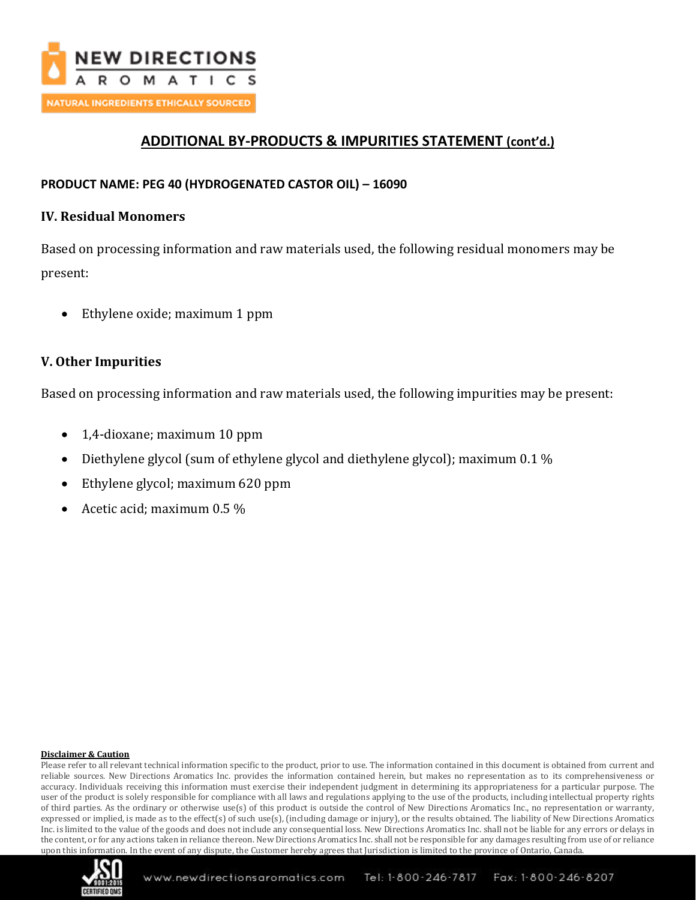## ADDITIONAL BY-PRODUCTS & IMPURITIES STATEMENT (cont'd.)

**PRODUCT NAME: PEG 40 (HYDROGENATED CASTOR OIL) – 16090**

### IV. Residual Monomers

Based on processing information and raw materials used, the following residual monomers may be present:

- Ethylene oxide; maximum 1 ppm

### V. Other Impurities

Based on processing information and raw materials used, the following impurities may be present:

- 1,4-dioxane; maximum 10 ppm
- Diethylene glycol (sum of ethylene glycol and diethylene glycol); maximum 0.1 %
- Ethylene glycol; maximum 620 ppm
- Acetic acid; maximum 0.5 %

**Disclaimer & Caution**

Please refer to all relevant technical information specific to the product, prior to use. The information contained in this document is obtained from current and reliable sources. New Directions Aromatics Inc. provides the information contained herein, but makes no representation as to its comprehensiveness or accuracy. Individuals receiving this information must exercise their independent judgment in determining its appropriateness for a particular purpose. The user of the product is solely responsible for compliance with all laws and regulations applying to the use of the products, including intellectual property rights of third parties. As the ordinary or otherwise use(s) of this product is outside the control of New Directions Aromatics Inc., no representation or warranty, expressed or implied, is made as to the effect(s) of such use(s), (including damage or injury), or the results obtained. The liability of New Directions Aromatics Inc. is limited to the value of the goods and does not include any consequential loss. New Directions Aromatics Inc. shall not be liable for any errors or delays in the content, or for any actions taken in reliance thereon. New Directions Aromatics Inc. shall not be responsible for any damages resulting from use of or reliance upon this information. In the event of any dispute, the Customer hereby agrees that Jurisdiction is limited to the province of Ontario, Canada.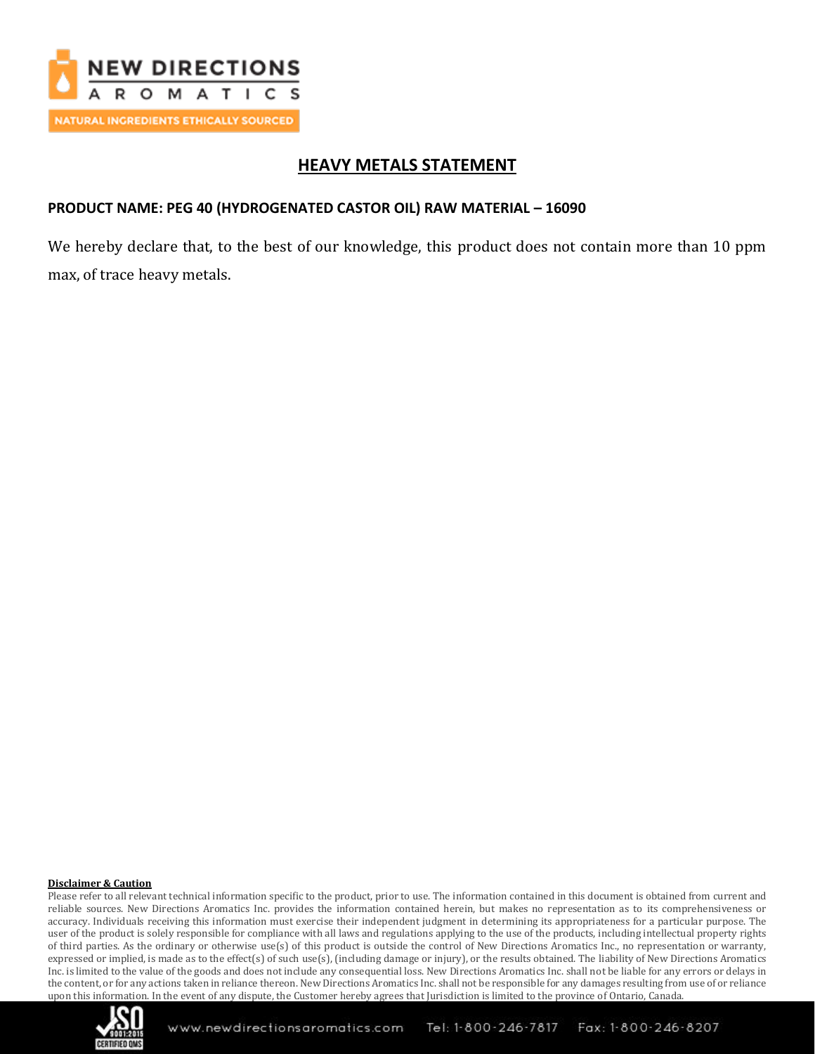# HEAVY METALS STATEMENT

**PRODUCT NAME: PEG 40 (HYDROGENATED CASTOR OIL) RAW MATERIAL – 16090**

We hereby declare that, to the best of our knowledge, this product does not contain more than 10 ppm max, of trace heavy metals.

**Disclaimer & Caution**

Please refer to all relevant technical information specific to the product, prior to use. The information contained in this document is obtained from current and reliable sources. New Directions Aromatics Inc. provides the information contained herein, but makes no representation as to its comprehensiveness or accuracy. Individuals receiving this information must exercise their independent judgment in determining its appropriateness for a particular purpose. The user of the product is solely responsible for compliance with all laws and regulations applying to the use of the products, including intellectual property rights of third parties. As the ordinary or otherwise use(s) of this product is outside the control of New Directions Aromatics Inc., no representation or warranty, expressed or implied, is made as to the effect(s) of such use(s), (including damage or injury), or the results obtained. The liability of New Directions Aromatics Inc. is limited to the value of the goods and does not include any consequential loss. New Directions Aromatics Inc. shall not be liable for any errors or delays in the content, or for any actions taken in reliance thereon. New Directions Aromatics Inc. shall not be responsible for any damages resulting from use of or reliance upon this information. In the event of any dispute, the Customer hereby agrees that Jurisdiction is limited to the province of Ontario, Canada.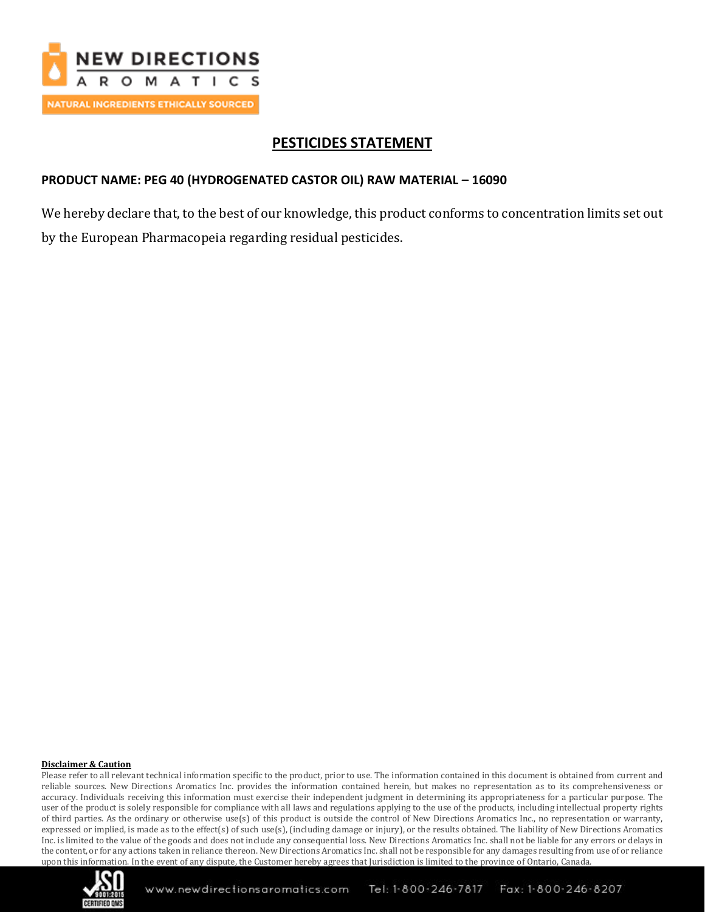# PESTICIDES STATEMENT

**PRODUCT NAME: PEG 40 (HYDROGENATED CASTOR OIL) RAW MATERIAL – 16090**

We hereby declare that, to the best of our knowledge, this product conforms to concentration limits set out by the European Pharmacopeia regarding residual pesticides.

**Disclaimer & Caution**

Please refer to all relevant technical information specific to the product, prior to use. The information contained in this document is obtained from current and reliable sources. New Directions Aromatics Inc. provides the information contained herein, but makes no representation as to its comprehensiveness or accuracy. Individuals receiving this information must exercise their independent judgment in determining its appropriateness for a particular purpose. The user of the product is solely responsible for compliance with all laws and regulations applying to the use of the products, including intellectual property rights of third parties. As the ordinary or otherwise use(s) of this product is outside the control of New Directions Aromatics Inc., no representation or warranty, expressed or implied, is made as to the effect(s) of such use(s), (including damage or injury), or the results obtained. The liability of New Directions Aromatics Inc. is limited to the value of the goods and does not include any consequential loss. New Directions Aromatics Inc. shall not be liable for any errors or delays in the content, or for any actions taken in reliance thereon. New Directions Aromatics Inc. shall not be responsible for any damages resulting from use of or reliance upon this information. In the event of any dispute, the Customer hereby agrees that Jurisdiction is limited to the province of Ontario, Canada.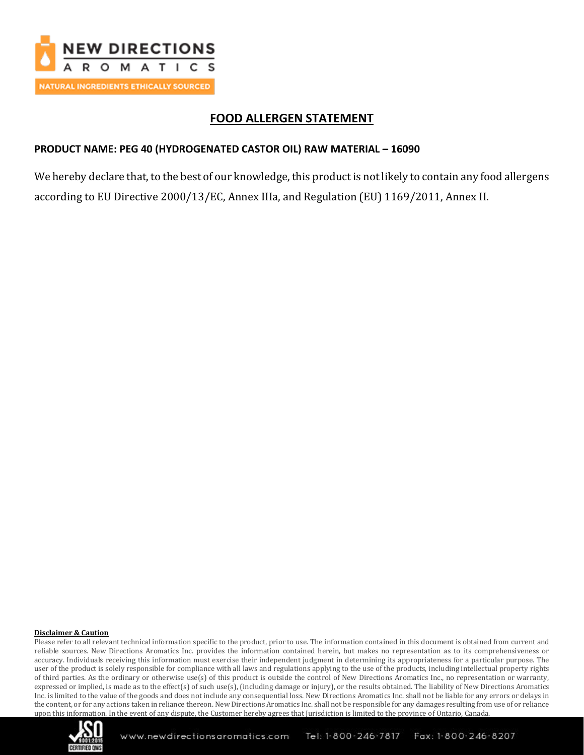# FOOD ALLERGEN STATEMENT

**PRODUCT NAME: PEG 40 (HYDROGENATED CASTOR OIL) RAW MATERIAL – 16090**

We hereby declare that, to the best of our knowledge, this product is not likely to contain any food allergens according to EU Directive 2000/13/EC, Annex IIIa, and Regulation (EU) 1169/2011, Annex II.

**Disclaimer & Caution**

Please refer to all relevant technical information specific to the product, prior to use. The information contained in this document is obtained from current and reliable sources. New Directions Aromatics Inc. provides the information contained herein, but makes no representation as to its comprehensiveness or accuracy. Individuals receiving this information must exercise their independent judgment in determining its appropriateness for a particular purpose. The user of the product is solely responsible for compliance with all laws and regulations applying to the use of the products, including intellectual property rights of third parties. As the ordinary or otherwise use(s) of this product is outside the control of New Directions Aromatics Inc., no representation or warranty, expressed or implied, is made as to the effect(s) of such use(s), (including damage or injury), or the results obtained. The liability of New Directions Aromatics Inc. is limited to the value of the goods and does not include any consequential loss. New Directions Aromatics Inc. shall not be liable for any errors or delays in the content, or for any actions taken in reliance thereon. New Directions Aromatics Inc. shall not be responsible for any damages resulting from use of or reliance upon this information. In the event of any dispute, the Customer hereby agrees that Jurisdiction is limited to the province of Ontario, Canada.

www.newdirectionsaromatics.com Tel: 1-800-246-7817 Fax: 1-800-246-8207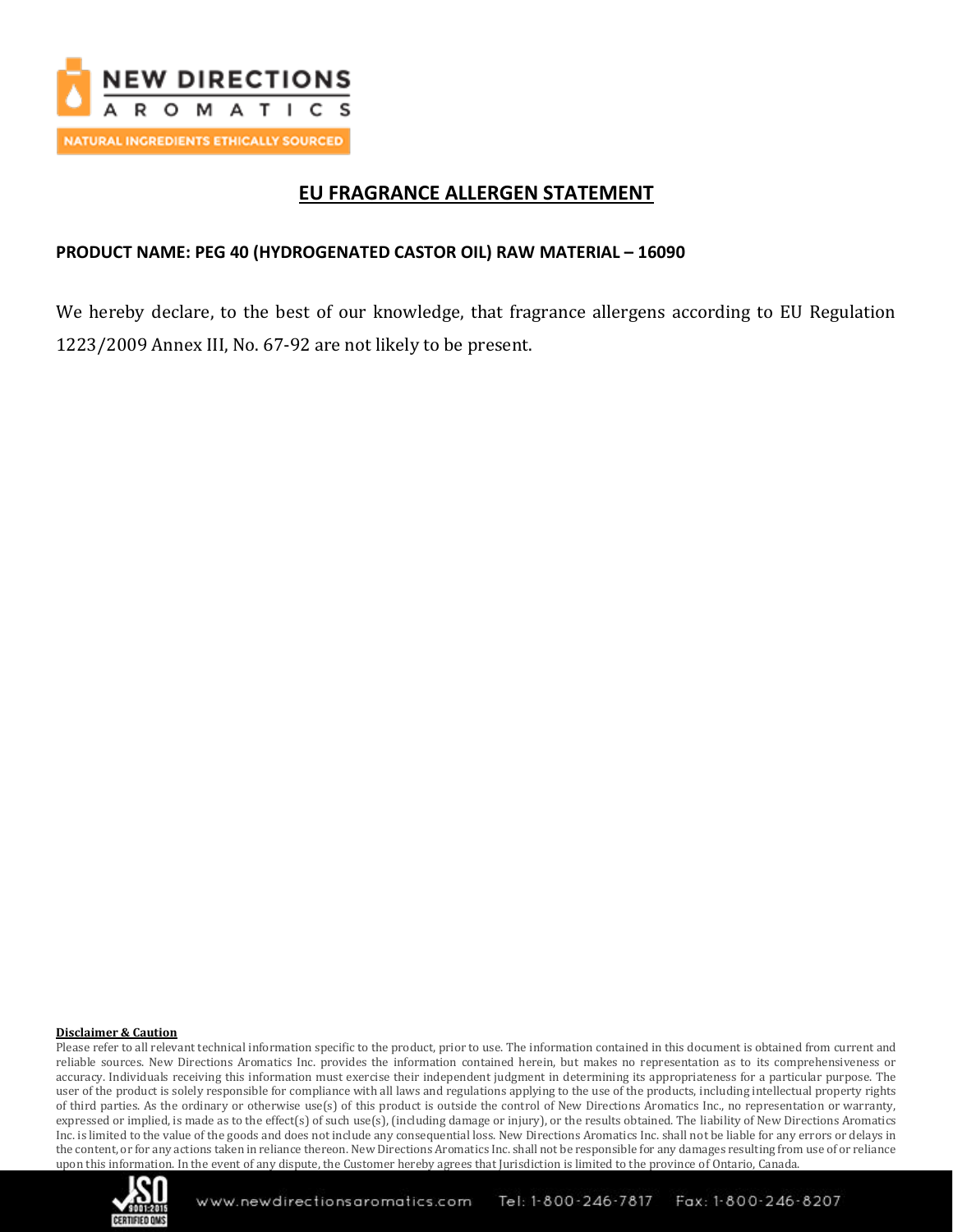# EU FRAGRANCE ALLERGEN STATEMENT

**PRODUCT NAME: PEG 40 (HYDROGENATED CASTOR OIL) RAW MATERIAL – 16090**

We hereby declare, to the best of our knowledge, that fragrance allergens according to EU Regulation 1223/2009 Annex III, No. 67-92 are not likely to be present.

**Disclaimer & Caution**

Please refer to all relevant technical information specific to the product, prior to use. The information contained in this document is obtained from current and reliable sources. New Directions Aromatics Inc. provides the information contained herein, but makes no representation as to its comprehensiveness or accuracy. Individuals receiving this information must exercise their independent judgment in determining its appropriateness for a particular purpose. The user of the product is solely responsible for compliance with all laws and regulations applying to the use of the products, including intellectual property rights of third parties. As the ordinary or otherwise use(s) of this product is outside the control of New Directions Aromatics Inc., no representation or warranty, expressed or implied, is made as to the effect(s) of such use(s), (including damage or injury), or the results obtained. The liability of New Directions Aromatics Inc. is limited to the value of the goods and does not include any consequential loss. New Directions Aromatics Inc. shall not be liable for any errors or delays in the content, or for any actions taken in reliance thereon. New Directions Aromatics Inc. shall not be responsible for any damages resulting from use of or reliance upon this information. In the event of any dispute, the Customer hereby agrees that Jurisdiction is limited to the province of Ontario, Canada.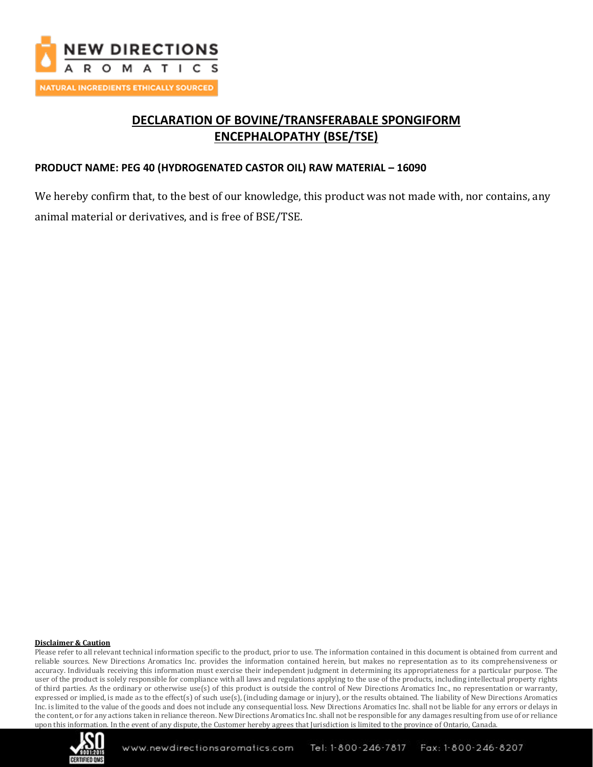# DECLARATION OF BOVINE/TRANSFERABALE SPONGIFORM ENCEPHALOPATHY (BSE/TSE)

**PRODUCT NAME: PEG 40 (HYDROGENATED CASTOR OIL) RAW MATERIAL – 16090**

We hereby confirm that, to the best of our knowledge, this product was not made with, nor contains, any animal material or derivatives, and is free of BSE/TSE.

**Disclaimer & Caution**

Please refer to all relevant technical information specific to the product, prior to use. The information contained in this document is obtained from current and reliable sources. New Directions Aromatics Inc. provides the information contained herein, but makes no representation as to its comprehensiveness or accuracy. Individuals receiving this information must exercise their independent judgment in determining its appropriateness for a particular purpose. The user of the product is solely responsible for compliance with all laws and regulations applying to the use of the products, including intellectual property rights of third parties. As the ordinary or otherwise use(s) of this product is outside the control of New Directions Aromatics Inc., no representation or warranty, expressed or implied, is made as to the effect(s) of such use(s), (including damage or injury), or the results obtained. The liability of New Directions Aromatics Inc. is limited to the value of the goods and does not include any consequential loss. New Directions Aromatics Inc. shall not be liable for any errors or delays in the content, or for any actions taken in reliance thereon. New Directions Aromatics Inc. shall not be responsible for any damages resulting from use of or reliance upon this information. In the event of any dispute, the Customer hereby agrees that Jurisdiction is limited to the province of Ontario, Canada.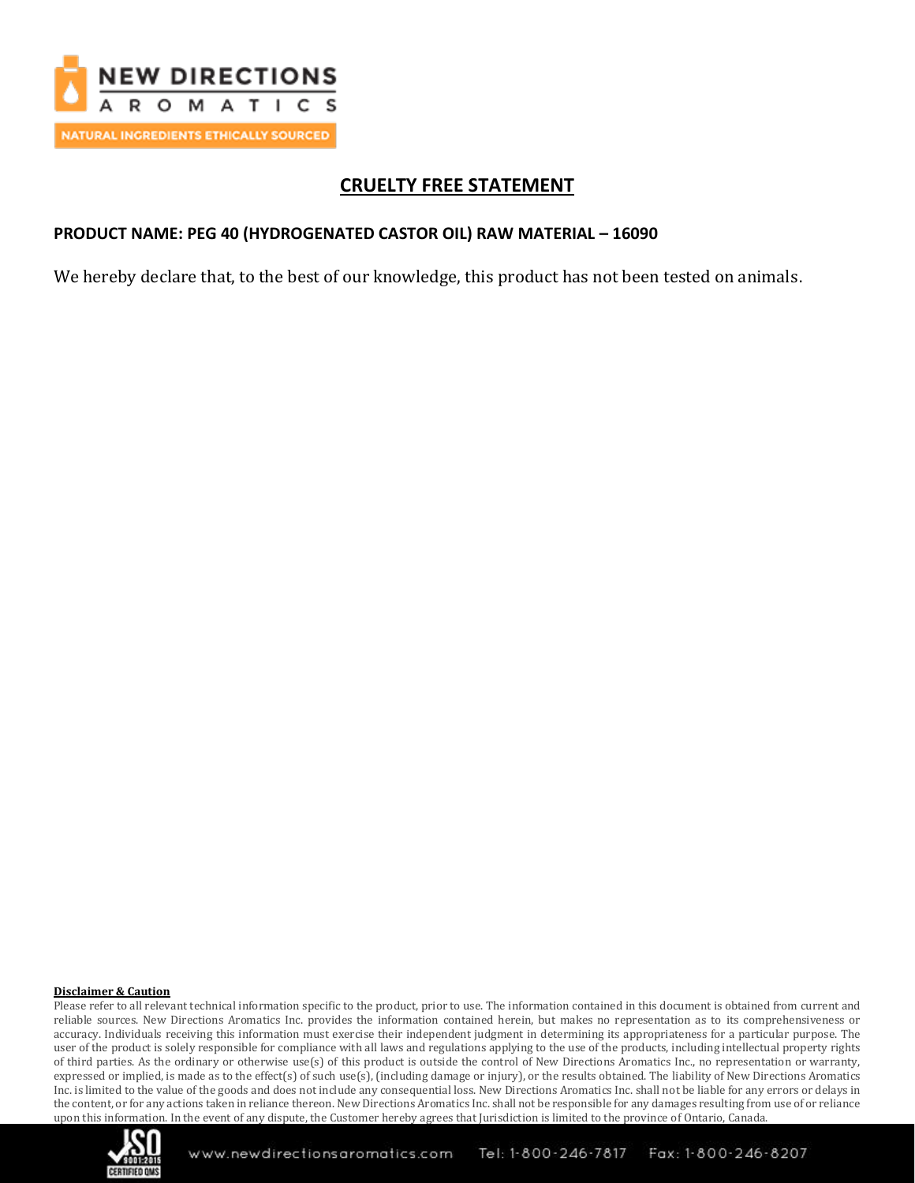# CRUELTY FREE STATEMENT

**PRODUCT NAME: PEG 40 (HYDROGENATED CASTOR OIL) RAW MATERIAL – 16090**

We hereby declare that, to the best of our knowledge, this product has not been tested on animals.

**Disclaimer & Caution**

Please refer to all relevant technical information specific to the product, prior to use. The information contained in this document is obtained from current and reliable sources. New Directions Aromatics Inc. provides the information contained herein, but makes no representation as to its comprehensiveness or accuracy. Individuals receiving this information must exercise their independent judgment in determining its appropriateness for a particular purpose. The user of the product is solely responsible for compliance with all laws and regulations applying to the use of the products, including intellectual property rights of third parties. As the ordinary or otherwise use(s) of this product is outside the control of New Directions Aromatics Inc., no representation or warranty, expressed or implied, is made as to the effect(s) of such use(s), (including damage or injury), or the results obtained. The liability of New Directions Aromatics Inc. is limited to the value of the goods and does not include any consequential loss. New Directions Aromatics Inc. shall not be liable for any errors or delays in the content, or for any actions taken in reliance thereon. New Directions Aromatics Inc. shall not be responsible for any damages resulting from use of or reliance upon this information. In the event of any dispute, the Customer hereby agrees that Jurisdiction is limited to the province of Ontario, Canada.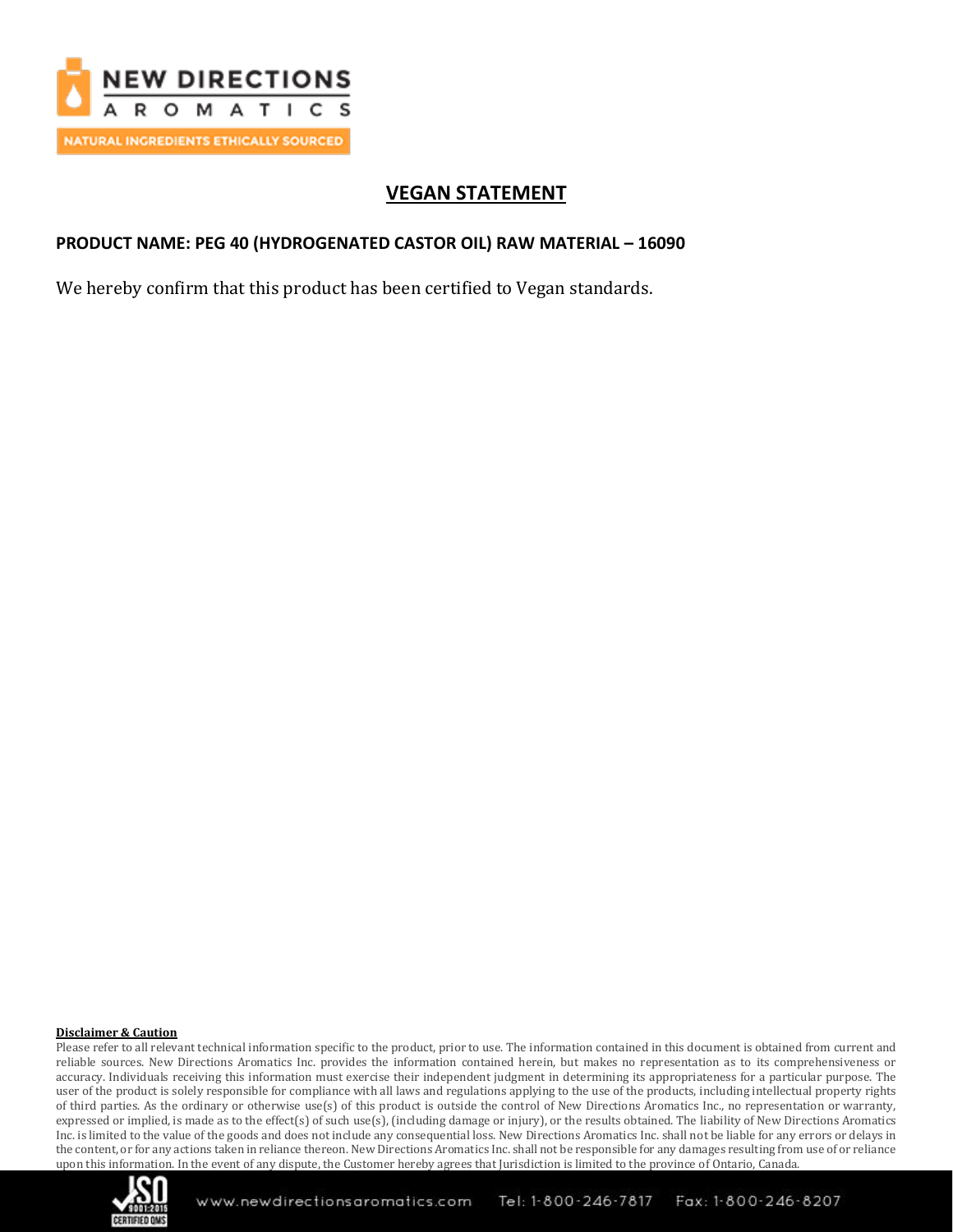# VEGAN STATEMENT

**PRODUCT NAME: PEG 40 (HYDROGENATED CASTOR OIL) RAW MATERIAL – 16090**

We hereby confirm that this product has been certified to Vegan standards.

**Disclaimer & Caution**

Please refer to all relevant technical information specific to the product, prior to use. The information contained in this document is obtained from current and reliable sources. New Directions Aromatics Inc. provides the information contained herein, but makes no representation as to its comprehensiveness or accuracy. Individuals receiving this information must exercise their independent judgment in determining its appropriateness for a particular purpose. The user of the product is solely responsible for compliance with all laws and regulations applying to the use of the products, including intellectual property rights of third parties. As the ordinary or otherwise use(s) of this product is outside the control of New Directions Aromatics Inc., no representation or warranty, expressed or implied, is made as to the effect(s) of such use(s), (including damage or injury), or the results obtained. The liability of New Directions Aromatics Inc. is limited to the value of the goods and does not include any consequential loss. New Directions Aromatics Inc. shall not be liable for any errors or delays in the content, or for any actions taken in reliance thereon. New Directions Aromatics Inc. shall not be responsible for any damages resulting from use of or reliance upon this information. In the event of any dispute, the Customer hereby agrees that Jurisdiction is limited to the province of Ontario, Canada.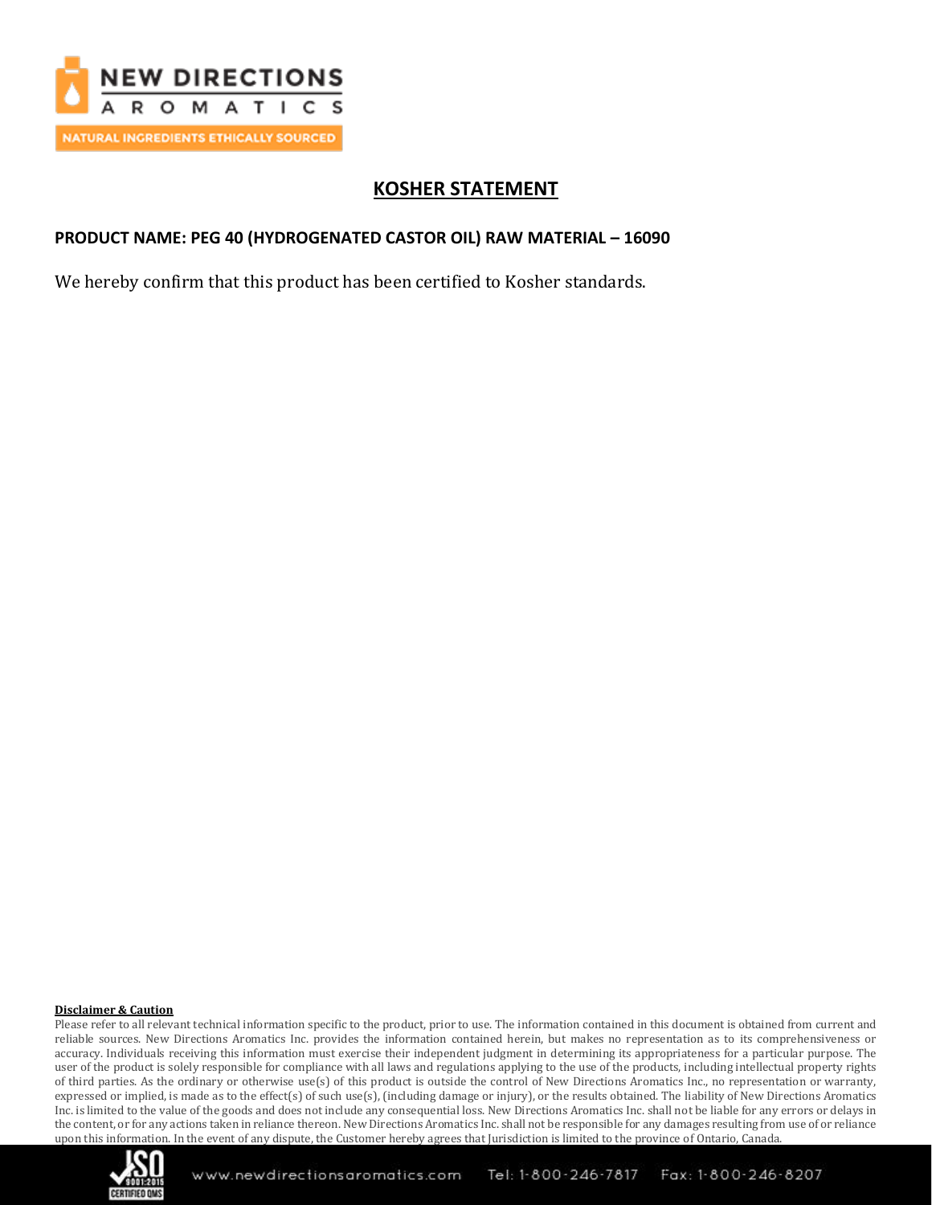# KOSHER STATEMENT

**PRODUCT NAME: PEG 40 (HYDROGENATED CASTOR OIL) RAW MATERIAL – 16090**

We hereby confirm that this product has been certified to Kosher standards.

**Disclaimer & Caution**

Please refer to all relevant technical information specific to the product, prior to use. The information contained in this document is obtained from current and reliable sources. New Directions Aromatics Inc. provides the information contained herein, but makes no representation as to its comprehensiveness or accuracy. Individuals receiving this information must exercise their independent judgment in determining its appropriateness for a particular purpose. The user of the product is solely responsible for compliance with all laws and regulations applying to the use of the products, including intellectual property rights of third parties. As the ordinary or otherwise use(s) of this product is outside the control of New Directions Aromatics Inc., no representation or warranty, expressed or implied, is made as to the effect(s) of such use(s), (including damage or injury), or the results obtained. The liability of New Directions Aromatics Inc. is limited to the value of the goods and does not include any consequential loss. New Directions Aromatics Inc. shall not be liable for any errors or delays in the content, or for any actions taken in reliance thereon. New Directions Aromatics Inc. shall not be responsible for any damages resulting from use of or reliance upon this information. In the event of any dispute, the Customer hereby agrees that Jurisdiction is limited to the province of Ontario, Canada.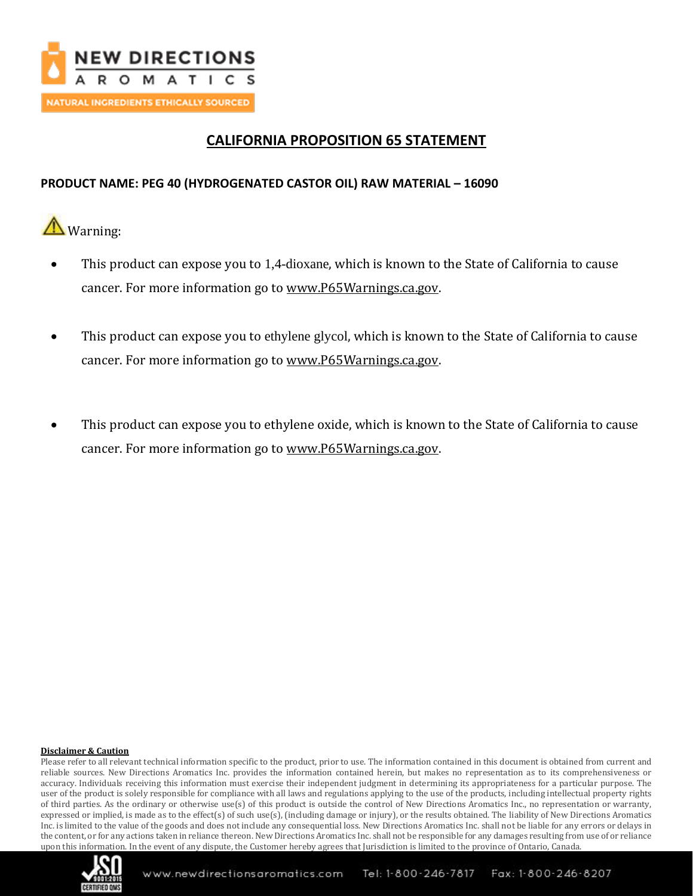# CALIFORNIA PROPOSITION 65 STATEMENT

**PRODUCT NAME: PEG 40 (HYDROGENATED CASTOR OIL) RAW MATERIAL – 16090**

⚠ Warning:

- This product can expose you to 1,4-dioxane, which is known to the State of California to cause cancer. For more information go to www.P65Warnings.ca.gov.
- This product can expose you to ethylene glycol, which is known to the State of California to cause cancer. For more information go to www.P65Warnings.ca.gov.
- This product can expose you to ethylene oxide, which is known to the State of California to cause cancer. For more information go to www.P65Warnings.ca.gov.

**Disclaimer & Caution**

Please refer to all relevant technical information specific to the product, prior to use. The information contained in this document is obtained from current and reliable sources. New Directions Aromatics Inc. provides the information contained herein, but makes no representation as to its comprehensiveness or accuracy. Individuals receiving this information must exercise their independent judgment in determining its appropriateness for a particular purpose. The user of the product is solely responsible for compliance with all laws and regulations applying to the use of the products, including intellectual property rights of third parties. As the ordinary or otherwise use(s) of this product is outside the control of New Directions Aromatics Inc., no representation or warranty, expressed or implied, is made as to the effect(s) of such use(s), (including damage or injury), or the results obtained. The liability of New Directions Aromatics Inc. is limited to the value of the goods and does not include any consequential loss. New Directions Aromatics Inc. shall not be liable for any errors or delays in the content, or for any actions taken in reliance thereon. New Directions Aromatics Inc. shall not be responsible for any damages resulting from use of or reliance upon this information. In the event of any dispute, the Customer hereby agrees that Jurisdiction is limited to the province of Ontario, Canada.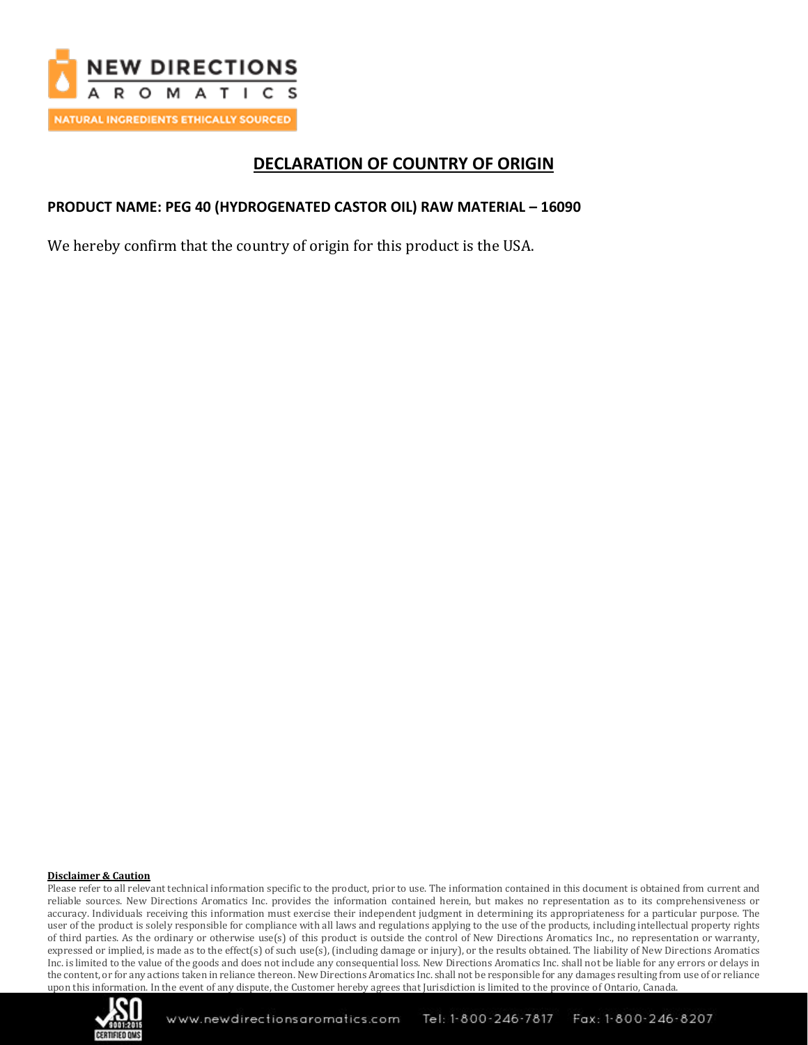NEW DIRECTIONS
AROMATICS
NATURAL INGREDIENTS ETHICALLY SOURCED

# DECLARATION OF COUNTRY OF ORIGIN

**PRODUCT NAME: PEG 40 (HYDROGENATED CASTOR OIL) RAW MATERIAL – 16090**

We hereby confirm that the country of origin for this product is the USA.

**Disclaimer & Caution**

Please refer to all relevant technical information specific to the product, prior to use. The information contained in this document is obtained from current and reliable sources. New Directions Aromatics Inc. provides the information contained herein, but makes no representation as to its comprehensiveness or accuracy. Individuals receiving this information must exercise their independent judgment in determining its appropriateness for a particular purpose. The user of the product is solely responsible for compliance with all laws and regulations applying to the use of the products, including intellectual property rights of third parties. As the ordinary or otherwise use(s) of this product is outside the control of New Directions Aromatics Inc., no representation or warranty, expressed or implied, is made as to the effect(s) of such use(s), (including damage or injury), or the results obtained. The liability of New Directions Aromatics Inc. is limited to the value of the goods and does not include any consequential loss. New Directions Aromatics Inc. shall not be liable for any errors or delays in the content, or for any actions taken in reliance thereon. New Directions Aromatics Inc. shall not be responsible for any damages resulting from use of or reliance upon this information. In the event of any dispute, the Customer hereby agrees that Jurisdiction is limited to the province of Ontario, Canada.

www.newdirectionsaromatics.com Tel: 1-800-246-7817 Fax: 1-800-246-8207